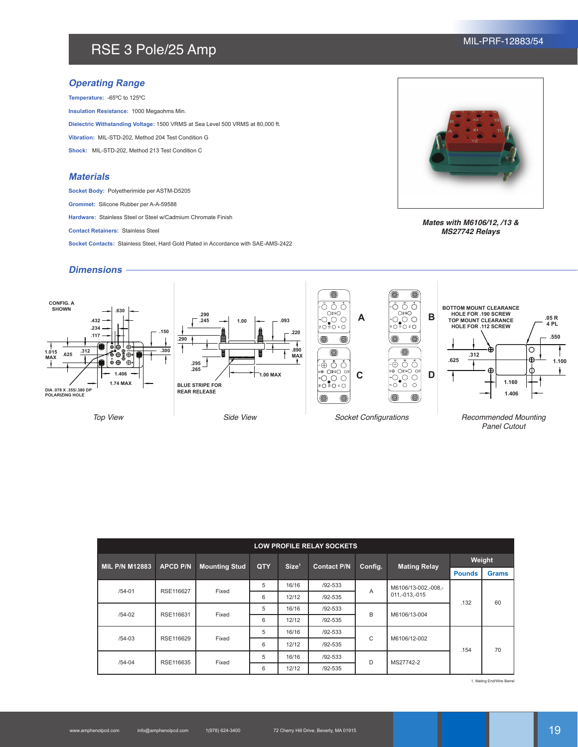# RSE 3 Pole/25 Amp

MIL-PRF-12883/54

## Operating Range

**Temperature:** -65ºC to 125ºC

**Insulation Resistance:** 1000 Megaohms Min.

**Dielectric Withstanding Voltage:** 1500 VRMS at Sea Level 500 VRMS at 80,000 ft.

**Vibration:** MIL-STD-202, Method 204 Test Condition G

**Shock:** MIL-STD-202, Method 213 Test Condition C

## Materials

**Socket Body:** Polyetherimide per ASTM-D5205

**Grommet:** Silicone Rubber per A-A-59588

**Hardware:** Stainless Steel or Steel w/Cadmium Chromate Finish

**Contact Retainers:** Stainless Steel

**Socket Contacts:** Stainless Steel, Hard Gold Plated in Accordance with SAE-AMS-2422

***Mates with M6106/12, /13 & MS27742 Relays***

## Dimensions

CONFIG. A SHOWN

DIA .078 X .355/.380 DP POLARIZING HOLE

BLUE STRIPE FOR REAR RELEASE

BOTTOM MOUNT CLEARANCE HOLE FOR .190 SCREW
TOP MOUNT CLEARANCE HOLE FOR .112 SCREW

*Top View*

*Side View*

*Socket Configurations*

*Recommended Mounting Panel Cutout*

| LOW PROFILE RELAY SOCKETS | | | | | | | | | |
|---|---|---|---|---|---|---|---|---|---|
| MIL P/N M12883 | APCD P/N | Mounting Stud | QTY | Size[1] | Contact P/N | Config. | Mating Relay | Weight | |
| | | | | | | | | Pounds | Grams |
| /54-01 | RSE116627 | Fixed | 5 | 16/16 | /92-533 | A | M6106/13-002,-008,-011,-013,-015 | .132 | 60 |
| | | | 6 | 12/12 | /92-535 | | | | |
| /54-02 | RSE116631 | Fixed | 5 | 16/16 | /92-533 | B | M6106/13-004 | | |
| | | | 6 | 12/12 | /92-535 | | | | |
| /54-03 | RSE116629 | Fixed | 5 | 16/16 | /92-533 | C | M6106/12-002 | .154 | 70 |
| | | | 6 | 12/12 | /92-535 | | | | |
| /54-04 | RSE116635 | Fixed | 5 | 16/16 | /92-533 | D | MS27742-2 | | |
| | | | 6 | 12/12 | /92-535 | | | | |

1. Mating End/Wire Barrel

www.amphenolpcd.com info@amphenolpcd.com 1(978) 624-3400 72 Cherry Hill Drive, Beverly, MA 01915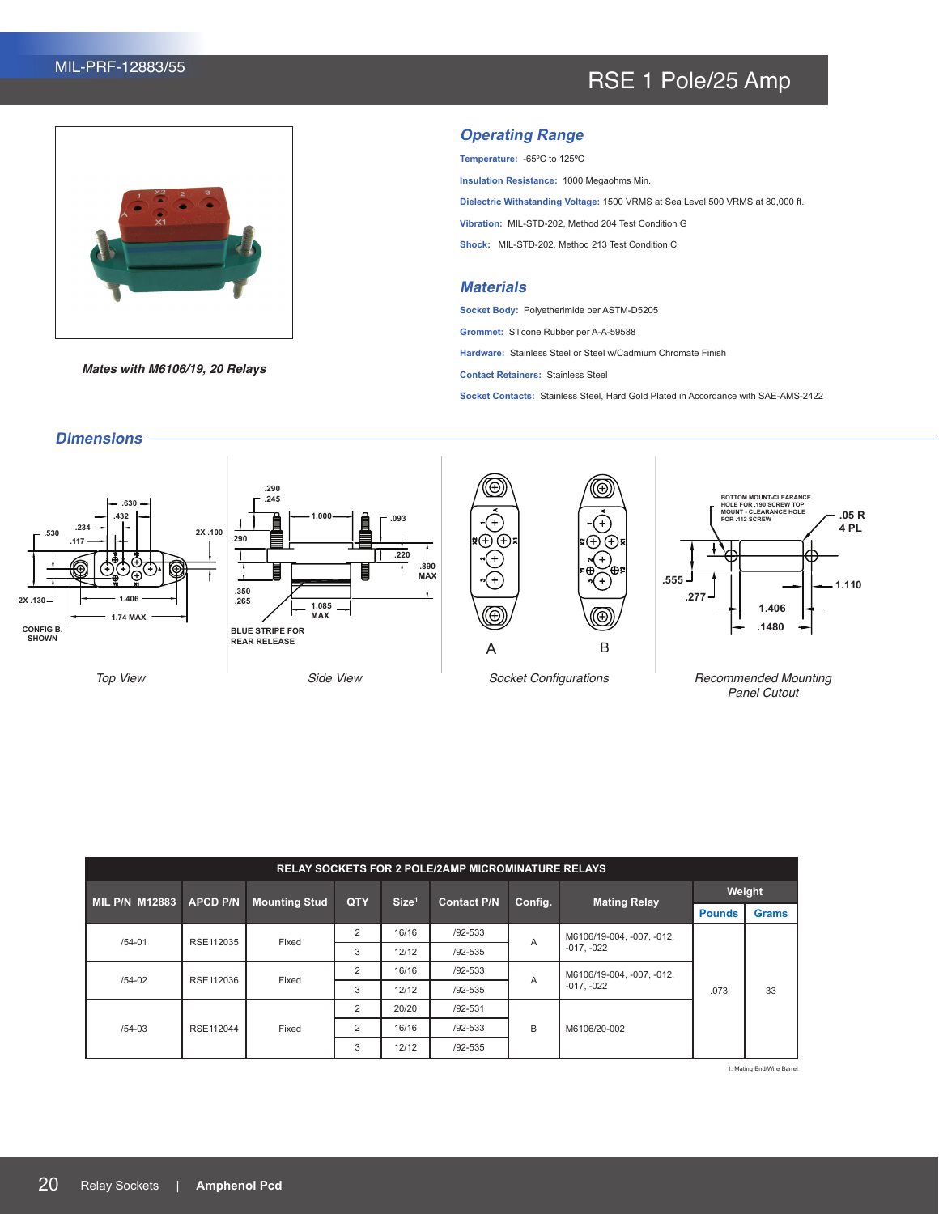MIL-PRF-12883/55

# RSE 1 Pole/25 Amp

*Mates with M6106/19, 20 Relays*

## Operating Range

**Temperature:** -65ºC to 125ºC

**Insulation Resistance:** 1000 Megaohms Min.

**Dielectric Withstanding Voltage:** 1500 VRMS at Sea Level 500 VRMS at 80,000 ft.

**Vibration:** MIL-STD-202, Method 204 Test Condition G

**Shock:** MIL-STD-202, Method 213 Test Condition C

## Materials

**Socket Body:** Polyetherimide per ASTM-D5205

**Grommet:** Silicone Rubber per A-A-59588

**Hardware:** Stainless Steel or Steel w/Cadmium Chromate Finish

**Contact Retainers:** Stainless Steel

**Socket Contacts:** Stainless Steel, Hard Gold Plated in Accordance with SAE-AMS-2422

## Dimensions

.630
.432
.234
.117
.530
2X .100
2X .130
1.406
1.74 MAX
CONFIG B. SHOWN

*Top View*

.290
.245
1.000
.093
.290
.220
.890 MAX
.350
.265
1.085 MAX
BLUE STRIPE FOR REAR RELEASE

*Side View*

A
B

*Socket Configurations*

BOTTOM MOUNT-CLEARANCE HOLE FOR .190 SCREW TOP MOUNT - CLEARANCE HOLE FOR .112 SCREW
.05 R 4 PL
.555
.277
1.110
1.406
.1480

*Recommended Mounting Panel Cutout*

| RELAY SOCKETS FOR 2 POLE/2AMP MICROMINATURE RELAYS | | | | | | | | | |
|---|---|---|---|---|---|---|---|---|---|
| MIL P/N M12883 | APCD P/N | Mounting Stud | QTY | Size[1] | Contact P/N | Config. | Mating Relay | Weight | |
| | | | | | | | | Pounds | Grams |
| /54-01 | RSE112035 | Fixed | 2 | 16/16 | /92-533 | A | M6106/19-004, -007, -012, -017, -022 | .073 | 33 |
| | | | 3 | 12/12 | /92-535 | | | | |
| /54-02 | RSE112036 | Fixed | 2 | 16/16 | /92-533 | A | M6106/19-004, -007, -012, -017, -022 | | |
| | | | 3 | 12/12 | /92-535 | | | | |
| /54-03 | RSE112044 | Fixed | 2 | 20/20 | /92-531 | B | M6106/20-002 | | |
| | | | 2 | 16/16 | /92-533 | | | | |
| | | | 3 | 12/12 | /92-535 | | | | |

1. Mating End/Wire Barrel